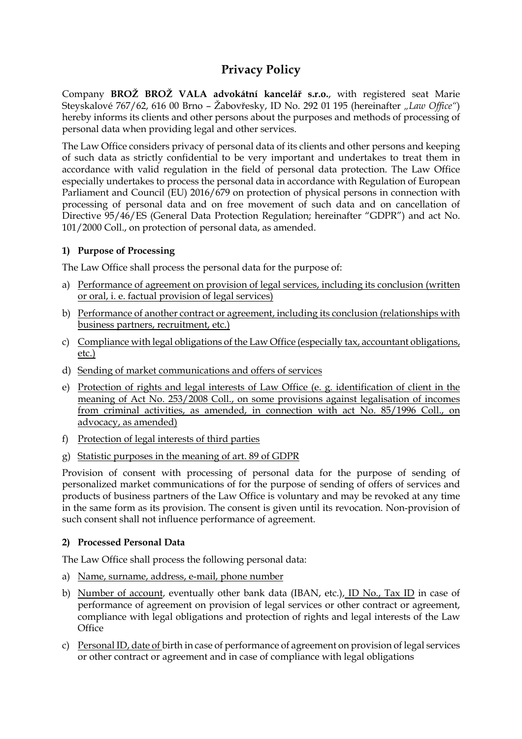# Privacy Policy

Company **BROŽ BROŽ VALA advokátní kancelář s.r.o.**, with registered seat Marie Steyskalové 767/62, 616 00 Brno – Žabovřesky, ID No. 292 01 195 (hereinafter *„Law Office"*) hereby informs its clients and other persons about the purposes and methods of processing of personal data when providing legal and other services.

The Law Office considers privacy of personal data of its clients and other persons and keeping of such data as strictly confidential to be very important and undertakes to treat them in accordance with valid regulation in the field of personal data protection. The Law Office especially undertakes to process the personal data in accordance with Regulation of European Parliament and Council (EU) 2016/679 on protection of physical persons in connection with processing of personal data and on free movement of such data and on cancellation of Directive 95/46/ES (General Data Protection Regulation; hereinafter "GDPR") and act No. 101/2000 Coll., on protection of personal data, as amended.

**1) Purpose of Processing**

The Law Office shall process the personal data for the purpose of:

a) Performance of agreement on provision of legal services, including its conclusion (written or oral, i. e. factual provision of legal services)

b) Performance of another contract or agreement, including its conclusion (relationships with business partners, recruitment, etc.)

c) Compliance with legal obligations of the Law Office (especially tax, accountant obligations, etc.)

d) Sending of market communications and offers of services

e) Protection of rights and legal interests of Law Office (e. g. identification of client in the meaning of Act No. 253/2008 Coll., on some provisions against legalisation of incomes from criminal activities, as amended, in connection with act No. 85/1996 Coll., on advocacy, as amended)

f) Protection of legal interests of third parties

g) Statistic purposes in the meaning of art. 89 of GDPR

Provision of consent with processing of personal data for the purpose of sending of personalized market communications of for the purpose of sending of offers of services and products of business partners of the Law Office is voluntary and may be revoked at any time in the same form as its provision. The consent is given until its revocation. Non-provision of such consent shall not influence performance of agreement.

**2) Processed Personal Data**

The Law Office shall process the following personal data:

a) Name, surname, address, e-mail, phone number

b) Number of account, eventually other bank data (IBAN, etc.), ID No., Tax ID in case of performance of agreement on provision of legal services or other contract or agreement, compliance with legal obligations and protection of rights and legal interests of the Law Office

c) Personal ID, date of birth in case of performance of agreement on provision of legal services or other contract or agreement and in case of compliance with legal obligations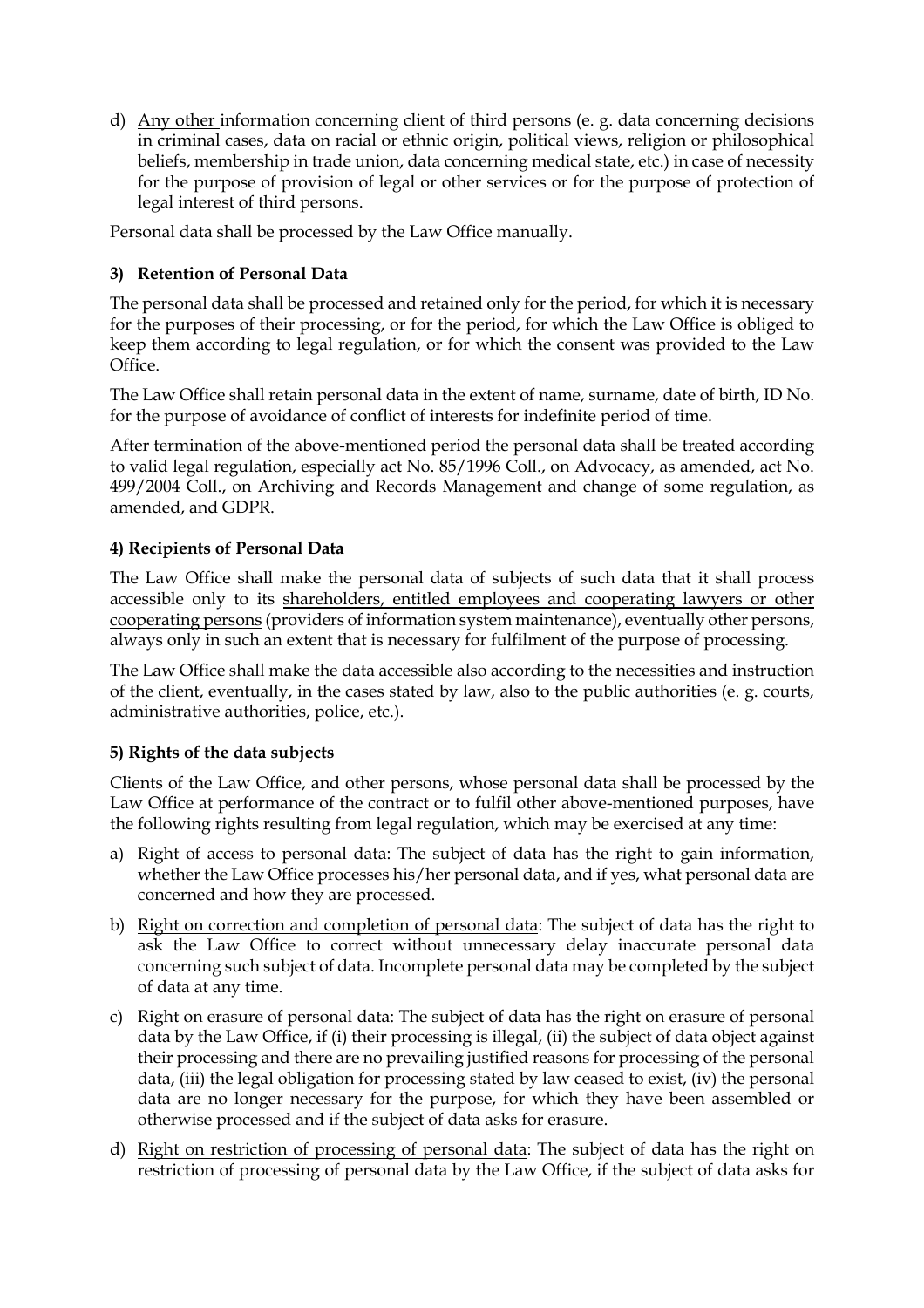d) Any other information concerning client of third persons (e. g. data concerning decisions in criminal cases, data on racial or ethnic origin, political views, religion or philosophical beliefs, membership in trade union, data concerning medical state, etc.) in case of necessity for the purpose of provision of legal or other services or for the purpose of protection of legal interest of third persons.

Personal data shall be processed by the Law Office manually.

### 3) Retention of Personal Data

The personal data shall be processed and retained only for the period, for which it is necessary for the purposes of their processing, or for the period, for which the Law Office is obliged to keep them according to legal regulation, or for which the consent was provided to the Law Office.

The Law Office shall retain personal data in the extent of name, surname, date of birth, ID No. for the purpose of avoidance of conflict of interests for indefinite period of time.

After termination of the above-mentioned period the personal data shall be treated according to valid legal regulation, especially act No. 85/1996 Coll., on Advocacy, as amended, act No. 499/2004 Coll., on Archiving and Records Management and change of some regulation, as amended, and GDPR.

### 4) Recipients of Personal Data

The Law Office shall make the personal data of subjects of such data that it shall process accessible only to its shareholders, entitled employees and cooperating lawyers or other cooperating persons (providers of information system maintenance), eventually other persons, always only in such an extent that is necessary for fulfilment of the purpose of processing.

The Law Office shall make the data accessible also according to the necessities and instruction of the client, eventually, in the cases stated by law, also to the public authorities (e. g. courts, administrative authorities, police, etc.).

### 5) Rights of the data subjects

Clients of the Law Office, and other persons, whose personal data shall be processed by the Law Office at performance of the contract or to fulfil other above-mentioned purposes, have the following rights resulting from legal regulation, which may be exercised at any time:

a) Right of access to personal data: The subject of data has the right to gain information, whether the Law Office processes his/her personal data, and if yes, what personal data are concerned and how they are processed.

b) Right on correction and completion of personal data: The subject of data has the right to ask the Law Office to correct without unnecessary delay inaccurate personal data concerning such subject of data. Incomplete personal data may be completed by the subject of data at any time.

c) Right on erasure of personal data: The subject of data has the right on erasure of personal data by the Law Office, if (i) their processing is illegal, (ii) the subject of data object against their processing and there are no prevailing justified reasons for processing of the personal data, (iii) the legal obligation for processing stated by law ceased to exist, (iv) the personal data are no longer necessary for the purpose, for which they have been assembled or otherwise processed and if the subject of data asks for erasure.

d) Right on restriction of processing of personal data: The subject of data has the right on restriction of processing of personal data by the Law Office, if the subject of data asks for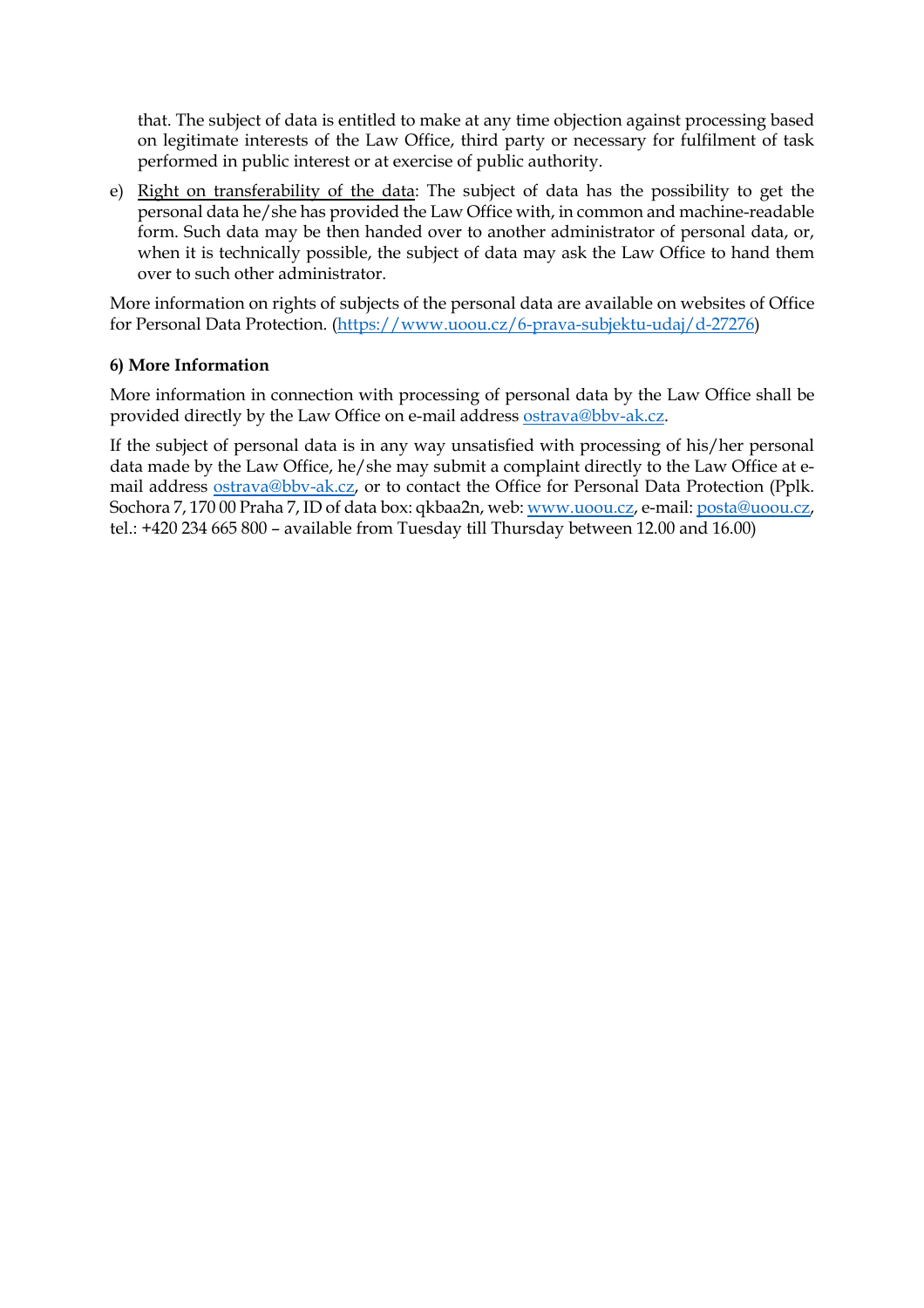that. The subject of data is entitled to make at any time objection against processing based on legitimate interests of the Law Office, third party or necessary for fulfilment of task performed in public interest or at exercise of public authority.

e) Right on transferability of the data: The subject of data has the possibility to get the personal data he/she has provided the Law Office with, in common and machine-readable form. Such data may be then handed over to another administrator of personal data, or, when it is technically possible, the subject of data may ask the Law Office to hand them over to such other administrator.

More information on rights of subjects of the personal data are available on websites of Office for Personal Data Protection. (https://www.uoou.cz/6-prava-subjektu-udaj/d-27276)

**6) More Information**

More information in connection with processing of personal data by the Law Office shall be provided directly by the Law Office on e-mail address ostrava@bbv-ak.cz.

If the subject of personal data is in any way unsatisfied with processing of his/her personal data made by the Law Office, he/she may submit a complaint directly to the Law Office at e-mail address ostrava@bbv-ak.cz, or to contact the Office for Personal Data Protection (Pplk. Sochora 7, 170 00 Praha 7, ID of data box: qkbaa2n, web: www.uoou.cz, e-mail: posta@uoou.cz, tel.: +420 234 665 800 – available from Tuesday till Thursday between 12.00 and 16.00)